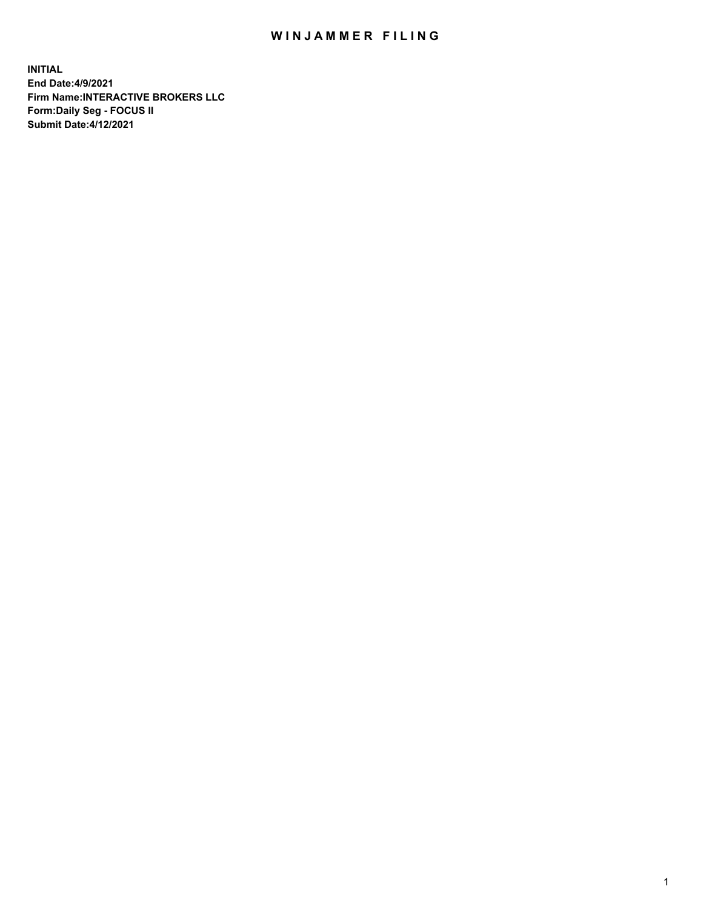# WINJAMMER FILING

**INITIAL**
**End Date:4/9/2021**
**Firm Name:INTERACTIVE BROKERS LLC**
**Form:Daily Seg - FOCUS II**
**Submit Date:4/12/2021**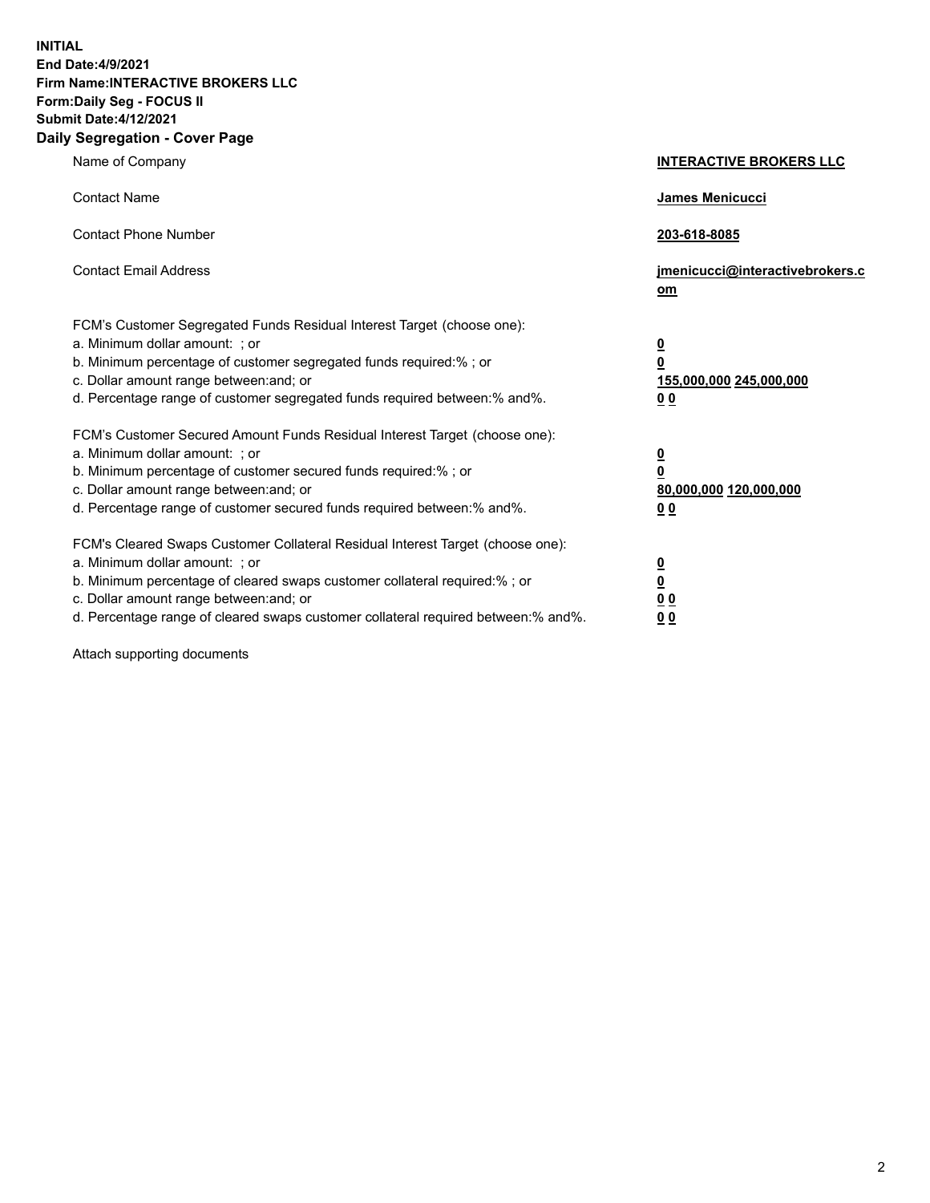**INITIAL**
**End Date:4/9/2021**
**Firm Name:INTERACTIVE BROKERS LLC**
**Form:Daily Seg - FOCUS II**
**Submit Date:4/12/2021**

**Daily Segregation - Cover Page**

| | |
|---|---|
| Name of Company | **INTERACTIVE BROKERS LLC** |
| Contact Name | **James Menicucci** |
| Contact Phone Number | **203-618-8085** |
| Contact Email Address | **jmenicucci@interactivebrokers.com** |
| FCM's Customer Segregated Funds Residual Interest Target (choose one): | |
| a. Minimum dollar amount: ; or | **0** |
| b. Minimum percentage of customer segregated funds required:% ; or | **0** |
| c. Dollar amount range between:and; or | **155,000,000** **245,000,000** |
| d. Percentage range of customer segregated funds required between:% and%. | **0** **0** |
| FCM's Customer Secured Amount Funds Residual Interest Target (choose one): | |
| a. Minimum dollar amount: ; or | **0** |
| b. Minimum percentage of customer secured funds required:% ; or | **0** |
| c. Dollar amount range between:and; or | **80,000,000** **120,000,000** |
| d. Percentage range of customer secured funds required between:% and%. | **0** **0** |
| FCM's Cleared Swaps Customer Collateral Residual Interest Target (choose one): | |
| a. Minimum dollar amount: ; or | **0** |
| b. Minimum percentage of cleared swaps customer collateral required:% ; or | **0** |
| c. Dollar amount range between:and; or | **0** **0** |
| d. Percentage range of cleared swaps customer collateral required between:% and%. | **0** **0** |

Attach supporting documents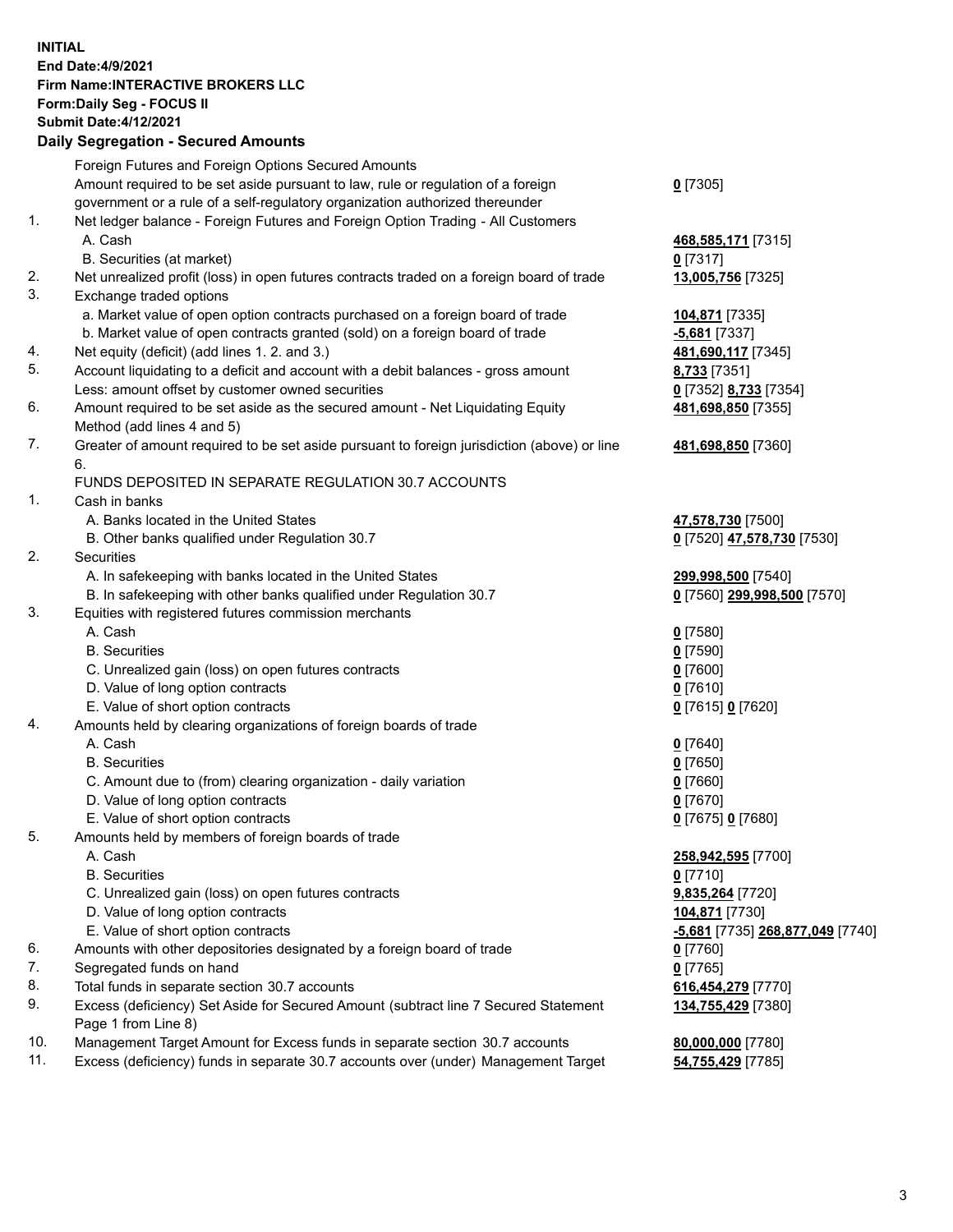**INITIAL**
**End Date:4/9/2021**
**Firm Name:INTERACTIVE BROKERS LLC**
**Form:Daily Seg - FOCUS II**
**Submit Date:4/12/2021**

**Daily Segregation - Secured Amounts**

| | | |
|---|---|---|
| | Foreign Futures and Foreign Options Secured Amounts | |
| | Amount required to be set aside pursuant to law, rule or regulation of a foreign government or a rule of a self-regulatory organization authorized thereunder | **0** [7305] |
| 1. | Net ledger balance - Foreign Futures and Foreign Option Trading - All Customers | |
| | A. Cash | **468,585,171** [7315] |
| | B. Securities (at market) | **0** [7317] |
| 2. | Net unrealized profit (loss) in open futures contracts traded on a foreign board of trade | **13,005,756** [7325] |
| 3. | Exchange traded options | |
| | a. Market value of open option contracts purchased on a foreign board of trade | **104,871** [7335] |
| | b. Market value of open contracts granted (sold) on a foreign board of trade | **-5,681** [7337] |
| 4. | Net equity (deficit) (add lines 1. 2. and 3.) | **481,690,117** [7345] |
| 5. | Account liquidating to a deficit and account with a debit balances - gross amount | **8,733** [7351] |
| | Less: amount offset by customer owned securities | **0** [7352] **8,733** [7354] |
| 6. | Amount required to be set aside as the secured amount - Net Liquidating Equity Method (add lines 4 and 5) | **481,698,850** [7355] |
| 7. | Greater of amount required to be set aside pursuant to foreign jurisdiction (above) or line 6. | **481,698,850** [7360] |
| | FUNDS DEPOSITED IN SEPARATE REGULATION 30.7 ACCOUNTS | |
| 1. | Cash in banks | |
| | A. Banks located in the United States | **47,578,730** [7500] |
| | B. Other banks qualified under Regulation 30.7 | **0** [7520] **47,578,730** [7530] |
| 2. | Securities | |
| | A. In safekeeping with banks located in the United States | **299,998,500** [7540] |
| | B. In safekeeping with other banks qualified under Regulation 30.7 | **0** [7560] **299,998,500** [7570] |
| 3. | Equities with registered futures commission merchants | |
| | A. Cash | **0** [7580] |
| | B. Securities | **0** [7590] |
| | C. Unrealized gain (loss) on open futures contracts | **0** [7600] |
| | D. Value of long option contracts | **0** [7610] |
| | E. Value of short option contracts | **0** [7615] **0** [7620] |
| 4. | Amounts held by clearing organizations of foreign boards of trade | |
| | A. Cash | **0** [7640] |
| | B. Securities | **0** [7650] |
| | C. Amount due to (from) clearing organization - daily variation | **0** [7660] |
| | D. Value of long option contracts | **0** [7670] |
| | E. Value of short option contracts | **0** [7675] **0** [7680] |
| 5. | Amounts held by members of foreign boards of trade | |
| | A. Cash | **258,942,595** [7700] |
| | B. Securities | **0** [7710] |
| | C. Unrealized gain (loss) on open futures contracts | **9,835,264** [7720] |
| | D. Value of long option contracts | **104,871** [7730] |
| | E. Value of short option contracts | **-5,681** [7735] **268,877,049** [7740] |
| 6. | Amounts with other depositories designated by a foreign board of trade | **0** [7760] |
| 7. | Segregated funds on hand | **0** [7765] |
| 8. | Total funds in separate section 30.7 accounts | **616,454,279** [7770] |
| 9. | Excess (deficiency) Set Aside for Secured Amount (subtract line 7 Secured Statement Page 1 from Line 8) | **134,755,429** [7380] |
| 10. | Management Target Amount for Excess funds in separate section 30.7 accounts | **80,000,000** [7780] |
| 11. | Excess (deficiency) funds in separate 30.7 accounts over (under) Management Target | **54,755,429** [7785] |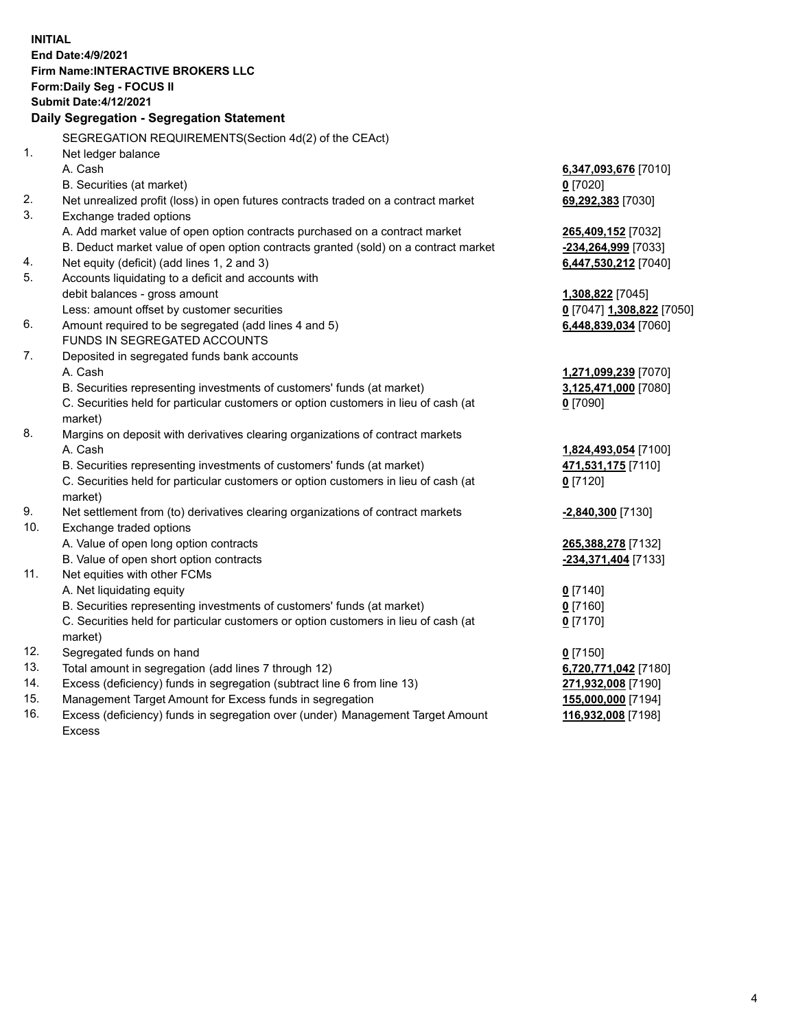**INITIAL**
**End Date:4/9/2021**
**Firm Name:INTERACTIVE BROKERS LLC**
**Form:Daily Seg - FOCUS II**
**Submit Date:4/12/2021**

**Daily Segregation - Segregation Statement**

SEGREGATION REQUIREMENTS(Section 4d(2) of the CEAct)

| | | |
|---|---|---|
| 1. | Net ledger balance | |
| | A. Cash | **6,347,093,676** [7010] |
| | B. Securities (at market) | **0** [7020] |
| 2. | Net unrealized profit (loss) in open futures contracts traded on a contract market | **69,292,383** [7030] |
| 3. | Exchange traded options | |
| | A. Add market value of open option contracts purchased on a contract market | **265,409,152** [7032] |
| | B. Deduct market value of open option contracts granted (sold) on a contract market | **-234,264,999** [7033] |
| 4. | Net equity (deficit) (add lines 1, 2 and 3) | **6,447,530,212** [7040] |
| 5. | Accounts liquidating to a deficit and accounts with | |
| | debit balances - gross amount | **1,308,822** [7045] |
| | Less: amount offset by customer securities | **0** [7047] **1,308,822** [7050] |
| 6. | Amount required to be segregated (add lines 4 and 5) | **6,448,839,034** [7060] |
| | FUNDS IN SEGREGATED ACCOUNTS | |
| 7. | Deposited in segregated funds bank accounts | |
| | A. Cash | **1,271,099,239** [7070] |
| | B. Securities representing investments of customers' funds (at market) | **3,125,471,000** [7080] |
| | C. Securities held for particular customers or option customers in lieu of cash (at market) | **0** [7090] |
| 8. | Margins on deposit with derivatives clearing organizations of contract markets | |
| | A. Cash | **1,824,493,054** [7100] |
| | B. Securities representing investments of customers' funds (at market) | **471,531,175** [7110] |
| | C. Securities held for particular customers or option customers in lieu of cash (at market) | **0** [7120] |
| 9. | Net settlement from (to) derivatives clearing organizations of contract markets | **-2,840,300** [7130] |
| 10. | Exchange traded options | |
| | A. Value of open long option contracts | **265,388,278** [7132] |
| | B. Value of open short option contracts | **-234,371,404** [7133] |
| 11. | Net equities with other FCMs | |
| | A. Net liquidating equity | **0** [7140] |
| | B. Securities representing investments of customers' funds (at market) | **0** [7160] |
| | C. Securities held for particular customers or option customers in lieu of cash (at market) | **0** [7170] |
| 12. | Segregated funds on hand | **0** [7150] |
| 13. | Total amount in segregation (add lines 7 through 12) | **6,720,771,042** [7180] |
| 14. | Excess (deficiency) funds in segregation (subtract line 6 from line 13) | **271,932,008** [7190] |
| 15. | Management Target Amount for Excess funds in segregation | **155,000,000** [7194] |
| 16. | Excess (deficiency) funds in segregation over (under) Management Target Amount Excess | **116,932,008** [7198] |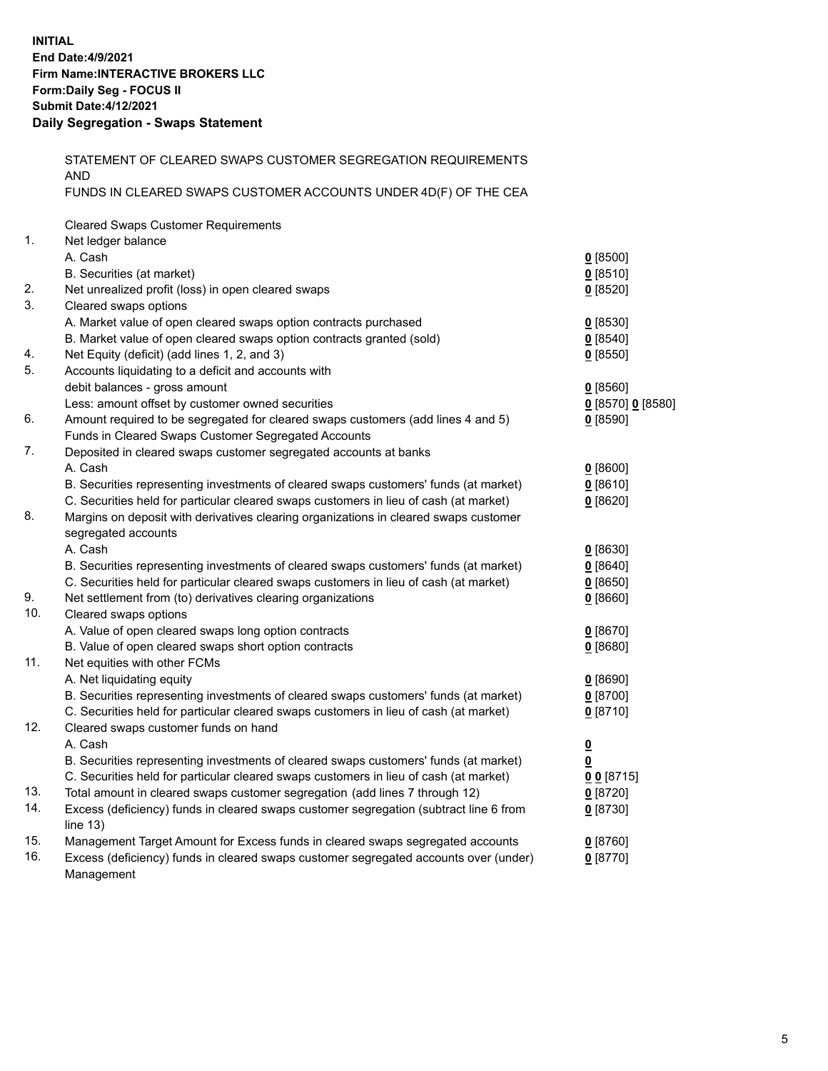**INITIAL**
**End Date:4/9/2021**
**Firm Name:INTERACTIVE BROKERS LLC**
**Form:Daily Seg - FOCUS II**
**Submit Date:4/12/2021**
**Daily Segregation - Swaps Statement**

STATEMENT OF CLEARED SWAPS CUSTOMER SEGREGATION REQUIREMENTS AND FUNDS IN CLEARED SWAPS CUSTOMER ACCOUNTS UNDER 4D(F) OF THE CEA

| | | |
|---|---|---|
| | Cleared Swaps Customer Requirements | |
| 1. | Net ledger balance | |
| | A. Cash | 0 [8500] |
| | B. Securities (at market) | 0 [8510] |
| 2. | Net unrealized profit (loss) in open cleared swaps | 0 [8520] |
| 3. | Cleared swaps options | |
| | A. Market value of open cleared swaps option contracts purchased | 0 [8530] |
| | B. Market value of open cleared swaps option contracts granted (sold) | 0 [8540] |
| 4. | Net Equity (deficit) (add lines 1, 2, and 3) | 0 [8550] |
| 5. | Accounts liquidating to a deficit and accounts with | |
| | debit balances - gross amount | 0 [8560] |
| | Less: amount offset by customer owned securities | 0 [8570] 0 [8580] |
| 6. | Amount required to be segregated for cleared swaps customers (add lines 4 and 5) | 0 [8590] |
| | Funds in Cleared Swaps Customer Segregated Accounts | |
| 7. | Deposited in cleared swaps customer segregated accounts at banks | |
| | A. Cash | 0 [8600] |
| | B. Securities representing investments of cleared swaps customers' funds (at market) | 0 [8610] |
| | C. Securities held for particular cleared swaps customers in lieu of cash (at market) | 0 [8620] |
| 8. | Margins on deposit with derivatives clearing organizations in cleared swaps customer segregated accounts | |
| | A. Cash | 0 [8630] |
| | B. Securities representing investments of cleared swaps customers' funds (at market) | 0 [8640] |
| | C. Securities held for particular cleared swaps customers in lieu of cash (at market) | 0 [8650] |
| 9. | Net settlement from (to) derivatives clearing organizations | 0 [8660] |
| 10. | Cleared swaps options | |
| | A. Value of open cleared swaps long option contracts | 0 [8670] |
| | B. Value of open cleared swaps short option contracts | 0 [8680] |
| 11. | Net equities with other FCMs | |
| | A. Net liquidating equity | 0 [8690] |
| | B. Securities representing investments of cleared swaps customers' funds (at market) | 0 [8700] |
| | C. Securities held for particular cleared swaps customers in lieu of cash (at market) | 0 [8710] |
| 12. | Cleared swaps customer funds on hand | |
| | A. Cash | 0 |
| | B. Securities representing investments of cleared swaps customers' funds (at market) | 0 |
| | C. Securities held for particular cleared swaps customers in lieu of cash (at market) | 0 0 [8715] |
| 13. | Total amount in cleared swaps customer segregation (add lines 7 through 12) | 0 [8720] |
| 14. | Excess (deficiency) funds in cleared swaps customer segregation (subtract line 6 from line 13) | 0 [8730] |
| 15. | Management Target Amount for Excess funds in cleared swaps segregated accounts | 0 [8760] |
| 16. | Excess (deficiency) funds in cleared swaps customer segregated accounts over (under) Management | 0 [8770] |